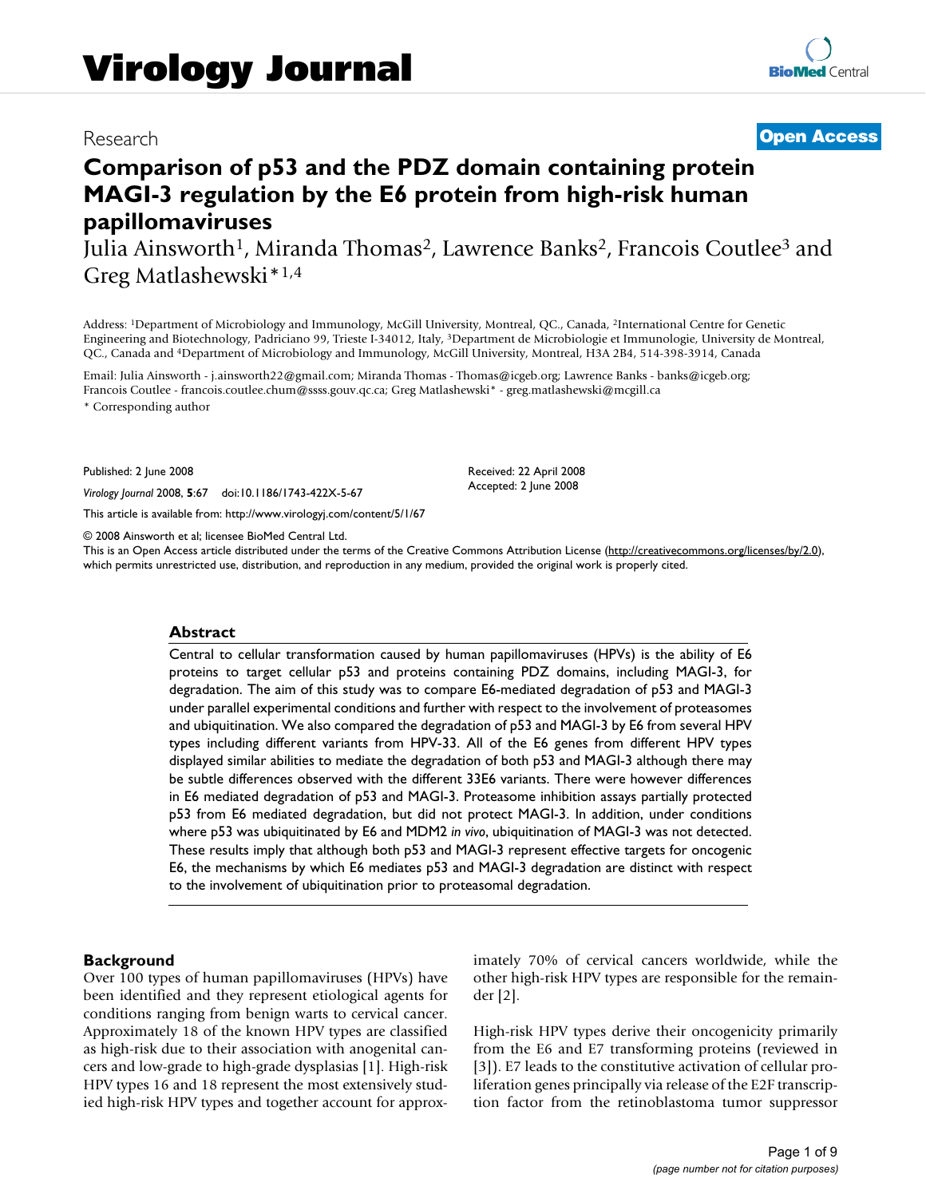# Virology Journal

Research

**Open Access**

# Comparison of p53 and the PDZ domain containing protein MAGI-3 regulation by the E6 protein from high-risk human papillomaviruses

Julia Ainsworth[1], Miranda Thomas[2], Lawrence Banks[2], Francois Coutlee[3] and Greg Matlashewski*[1,4]

Address: [1]Department of Microbiology and Immunology, McGill University, Montreal, QC., Canada, [2]International Centre for Genetic Engineering and Biotechnology, Padriciano 99, Trieste I-34012, Italy, [3]Department de Microbiologie et Immunologie, University de Montreal, QC., Canada and [4]Department of Microbiology and Immunology, McGill University, Montreal, H3A 2B4, 514-398-3914, Canada

Email: Julia Ainsworth - j.ainsworth22@gmail.com; Miranda Thomas - Thomas@icgeb.org; Lawrence Banks - banks@icgeb.org; Francois Coutlee - francois.coutlee.chum@ssss.gouv.qc.ca; Greg Matlashewski* - greg.matlashewski@mcgill.ca

\* Corresponding author

Published: 2 June 2008

*Virology Journal* 2008, **5**:67 doi:10.1186/1743-422X-5-67

Received: 22 April 2008
Accepted: 2 June 2008

This article is available from: http://www.virologyj.com/content/5/1/67

© 2008 Ainsworth et al; licensee BioMed Central Ltd.
This is an Open Access article distributed under the terms of the Creative Commons Attribution License (http://creativecommons.org/licenses/by/2.0), which permits unrestricted use, distribution, and reproduction in any medium, provided the original work is properly cited.

## Abstract

Central to cellular transformation caused by human papillomaviruses (HPVs) is the ability of E6 proteins to target cellular p53 and proteins containing PDZ domains, including MAGI-3, for degradation. The aim of this study was to compare E6-mediated degradation of p53 and MAGI-3 under parallel experimental conditions and further with respect to the involvement of proteasomes and ubiquitination. We also compared the degradation of p53 and MAGI-3 by E6 from several HPV types including different variants from HPV-33. All of the E6 genes from different HPV types displayed similar abilities to mediate the degradation of both p53 and MAGI-3 although there may be subtle differences observed with the different 33E6 variants. There were however differences in E6 mediated degradation of p53 and MAGI-3. Proteasome inhibition assays partially protected p53 from E6 mediated degradation, but did not protect MAGI-3. In addition, under conditions where p53 was ubiquitinated by E6 and MDM2 *in vivo*, ubiquitination of MAGI-3 was not detected. These results imply that although both p53 and MAGI-3 represent effective targets for oncogenic E6, the mechanisms by which E6 mediates p53 and MAGI-3 degradation are distinct with respect to the involvement of ubiquitination prior to proteasomal degradation.

## Background

Over 100 types of human papillomaviruses (HPVs) have been identified and they represent etiological agents for conditions ranging from benign warts to cervical cancer. Approximately 18 of the known HPV types are classified as high-risk due to their association with anogenital cancers and low-grade to high-grade dysplasias [1]. High-risk HPV types 16 and 18 represent the most extensively studied high-risk HPV types and together account for approximately 70% of cervical cancers worldwide, while the other high-risk HPV types are responsible for the remainder [2].

High-risk HPV types derive their oncogenicity primarily from the E6 and E7 transforming proteins (reviewed in [3]). E7 leads to the constitutive activation of cellular proliferation genes principally via release of the E2F transcription factor from the retinoblastoma tumor suppressor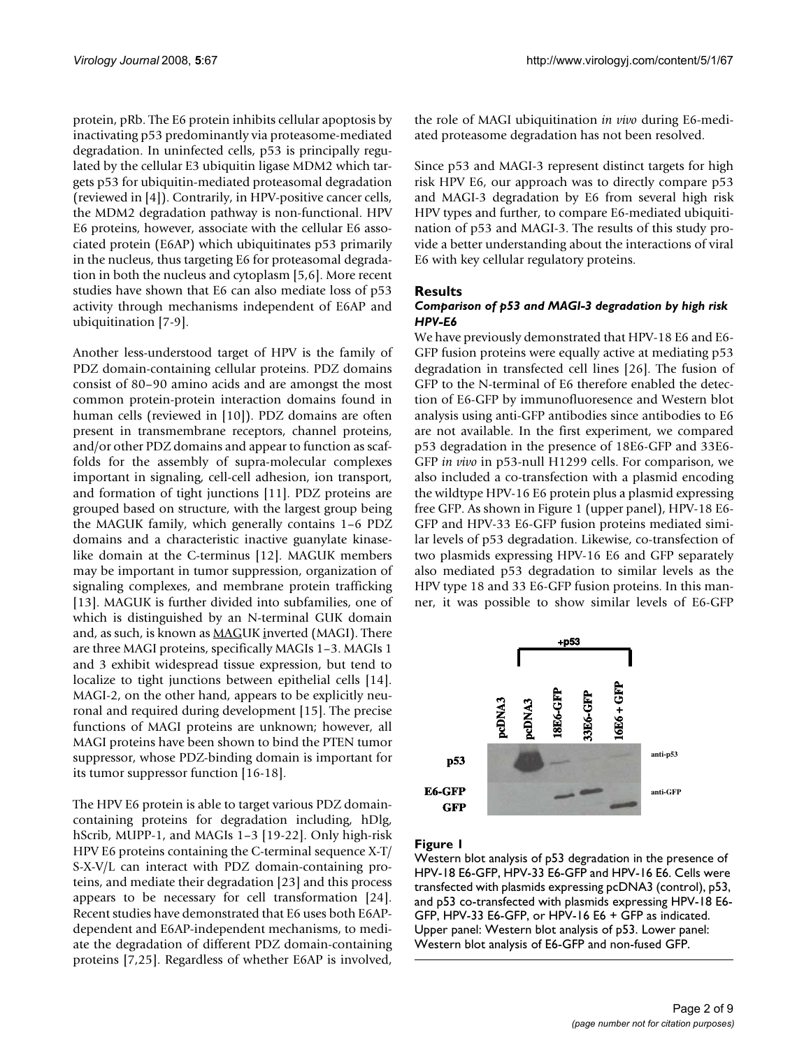protein, pRb. The E6 protein inhibits cellular apoptosis by inactivating p53 predominantly via proteasome-mediated degradation. In uninfected cells, p53 is principally regulated by the cellular E3 ubiquitin ligase MDM2 which targets p53 for ubiquitin-mediated proteasomal degradation (reviewed in [4]). Contrarily, in HPV-positive cancer cells, the MDM2 degradation pathway is non-functional. HPV E6 proteins, however, associate with the cellular E6 associated protein (E6AP) which ubiquitinates p53 primarily in the nucleus, thus targeting E6 for proteasomal degradation in both the nucleus and cytoplasm [5,6]. More recent studies have shown that E6 can also mediate loss of p53 activity through mechanisms independent of E6AP and ubiquitination [7-9].

Another less-understood target of HPV is the family of PDZ domain-containing cellular proteins. PDZ domains consist of 80–90 amino acids and are amongst the most common protein-protein interaction domains found in human cells (reviewed in [10]). PDZ domains are often present in transmembrane receptors, channel proteins, and/or other PDZ domains and appear to function as scaffolds for the assembly of supra-molecular complexes important in signaling, cell-cell adhesion, ion transport, and formation of tight junctions [11]. PDZ proteins are grouped based on structure, with the largest group being the MAGUK family, which generally contains 1–6 PDZ domains and a characteristic inactive guanylate kinase-like domain at the C-terminus [12]. MAGUK members may be important in tumor suppression, organization of signaling complexes, and membrane protein trafficking [13]. MAGUK is further divided into subfamilies, one of which is distinguished by an N-terminal GUK domain and, as such, is known as MAGUK inverted (MAGI). There are three MAGI proteins, specifically MAGIs 1–3. MAGIs 1 and 3 exhibit widespread tissue expression, but tend to localize to tight junctions between epithelial cells [14]. MAGI-2, on the other hand, appears to be explicitly neuronal and required during development [15]. The precise functions of MAGI proteins are unknown; however, all MAGI proteins have been shown to bind the PTEN tumor suppressor, whose PDZ-binding domain is important for its tumor suppressor function [16-18].

The HPV E6 protein is able to target various PDZ domain-containing proteins for degradation including, hDlg, hScrib, MUPP-1, and MAGIs 1–3 [19-22]. Only high-risk HPV E6 proteins containing the C-terminal sequence X-T/S-X-V/L can interact with PDZ domain-containing proteins, and mediate their degradation [23] and this process appears to be necessary for cell transformation [24]. Recent studies have demonstrated that E6 uses both E6AP-dependent and E6AP-independent mechanisms, to mediate the degradation of different PDZ domain-containing proteins [7,25]. Regardless of whether E6AP is involved, the role of MAGI ubiquitination *in vivo* during E6-mediated proteasome degradation has not been resolved.

Since p53 and MAGI-3 represent distinct targets for high risk HPV E6, our approach was to directly compare p53 and MAGI-3 degradation by E6 from several high risk HPV types and further, to compare E6-mediated ubiquitination of p53 and MAGI-3. The results of this study provide a better understanding about the interactions of viral E6 with key cellular regulatory proteins.

## Results

### *Comparison of p53 and MAGI-3 degradation by high risk HPV-E6*

We have previously demonstrated that HPV-18 E6 and E6-GFP fusion proteins were equally active at mediating p53 degradation in transfected cell lines [26]. The fusion of GFP to the N-terminal of E6 therefore enabled the detection of E6-GFP by immunofluoresence and Western blot analysis using anti-GFP antibodies since antibodies to E6 are not available. In the first experiment, we compared p53 degradation in the presence of 18E6-GFP and 33E6-GFP *in vivo* in p53-null H1299 cells. For comparison, we also included a co-transfection with a plasmid encoding the wildtype HPV-16 E6 protein plus a plasmid expressing free GFP. As shown in Figure 1 (upper panel), HPV-18 E6-GFP and HPV-33 E6-GFP fusion proteins mediated similar levels of p53 degradation. Likewise, co-transfection of two plasmids expressing HPV-16 E6 and GFP separately also mediated p53 degradation to similar levels as the HPV type 18 and 33 E6-GFP fusion proteins. In this manner, it was possible to show similar levels of E6-GFP

**Figure 1**
Western blot analysis of p53 degradation in the presence of HPV-18 E6-GFP, HPV-33 E6-GFP and HPV-16 E6. Cells were transfected with plasmids expressing pcDNA3 (control), p53, and p53 co-transfected with plasmids expressing HPV-18 E6-GFP, HPV-33 E6-GFP, or HPV-16 E6 + GFP as indicated. Upper panel: Western blot analysis of p53. Lower panel: Western blot analysis of E6-GFP and non-fused GFP.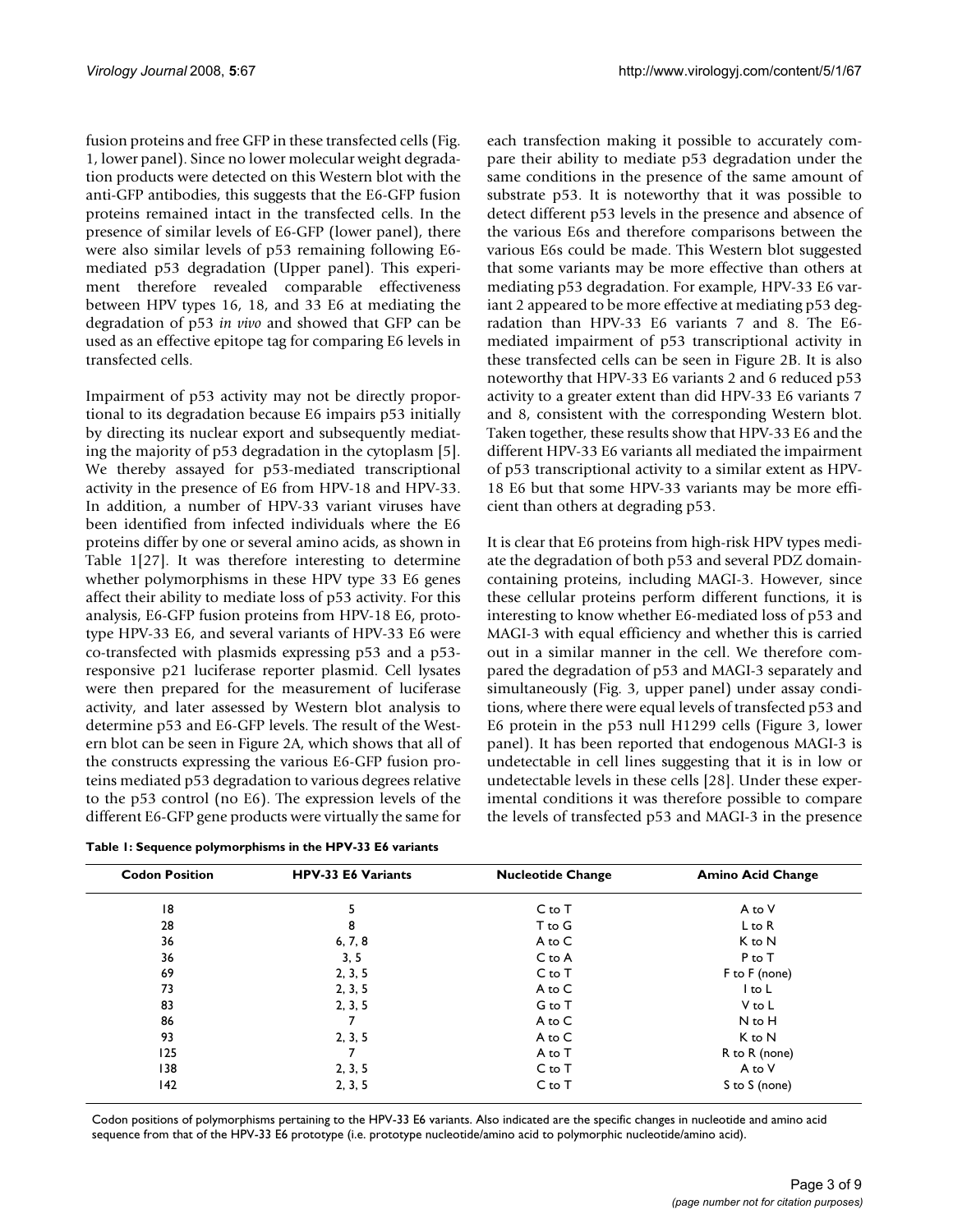fusion proteins and free GFP in these transfected cells (Fig. 1, lower panel). Since no lower molecular weight degradation products were detected on this Western blot with the anti-GFP antibodies, this suggests that the E6-GFP fusion proteins remained intact in the transfected cells. In the presence of similar levels of E6-GFP (lower panel), there were also similar levels of p53 remaining following E6-mediated p53 degradation (Upper panel). This experiment therefore revealed comparable effectiveness between HPV types 16, 18, and 33 E6 at mediating the degradation of p53 *in vivo* and showed that GFP can be used as an effective epitope tag for comparing E6 levels in transfected cells.

Impairment of p53 activity may not be directly proportional to its degradation because E6 impairs p53 initially by directing its nuclear export and subsequently mediating the majority of p53 degradation in the cytoplasm [5]. We thereby assayed for p53-mediated transcriptional activity in the presence of E6 from HPV-18 and HPV-33. In addition, a number of HPV-33 variant viruses have been identified from infected individuals where the E6 proteins differ by one or several amino acids, as shown in Table 1[27]. It was therefore interesting to determine whether polymorphisms in these HPV type 33 E6 genes affect their ability to mediate loss of p53 activity. For this analysis, E6-GFP fusion proteins from HPV-18 E6, prototype HPV-33 E6, and several variants of HPV-33 E6 were co-transfected with plasmids expressing p53 and a p53-responsive p21 luciferase reporter plasmid. Cell lysates were then prepared for the measurement of luciferase activity, and later assessed by Western blot analysis to determine p53 and E6-GFP levels. The result of the Western blot can be seen in Figure 2A, which shows that all of the constructs expressing the various E6-GFP fusion proteins mediated p53 degradation to various degrees relative to the p53 control (no E6). The expression levels of the different E6-GFP gene products were virtually the same for each transfection making it possible to accurately compare their ability to mediate p53 degradation under the same conditions in the presence of the same amount of substrate p53. It is noteworthy that it was possible to detect different p53 levels in the presence and absence of the various E6s and therefore comparisons between the various E6s could be made. This Western blot suggested that some variants may be more effective than others at mediating p53 degradation. For example, HPV-33 E6 variant 2 appeared to be more effective at mediating p53 degradation than HPV-33 E6 variants 7 and 8. The E6-mediated impairment of p53 transcriptional activity in these transfected cells can be seen in Figure 2B. It is also noteworthy that HPV-33 E6 variants 2 and 6 reduced p53 activity to a greater extent than did HPV-33 E6 variants 7 and 8, consistent with the corresponding Western blot. Taken together, these results show that HPV-33 E6 and the different HPV-33 E6 variants all mediated the impairment of p53 transcriptional activity to a similar extent as HPV-18 E6 but that some HPV-33 variants may be more efficient than others at degrading p53.

It is clear that E6 proteins from high-risk HPV types mediate the degradation of both p53 and several PDZ domain-containing proteins, including MAGI-3. However, since these cellular proteins perform different functions, it is interesting to know whether E6-mediated loss of p53 and MAGI-3 with equal efficiency and whether this is carried out in a similar manner in the cell. We therefore compared the degradation of p53 and MAGI-3 separately and simultaneously (Fig. 3, upper panel) under assay conditions, where there were equal levels of transfected p53 and E6 protein in the p53 null H1299 cells (Figure 3, lower panel). It has been reported that endogenous MAGI-3 is undetectable in cell lines suggesting that it is in low or undetectable levels in these cells [28]. Under these experimental conditions it was therefore possible to compare the levels of transfected p53 and MAGI-3 in the presence

**Table 1: Sequence polymorphisms in the HPV-33 E6 variants**

| Codon Position | HPV-33 E6 Variants | Nucleotide Change | Amino Acid Change |
|---|---|---|---|
| 18 | 5 | C to T | A to V |
| 28 | 8 | T to G | L to R |
| 36 | 6, 7, 8 | A to C | K to N |
| 36 | 3, 5 | C to A | P to T |
| 69 | 2, 3, 5 | C to T | F to F (none) |
| 73 | 2, 3, 5 | A to C | I to L |
| 83 | 2, 3, 5 | G to T | V to L |
| 86 | 7 | A to C | N to H |
| 93 | 2, 3, 5 | A to C | K to N |
| 125 | 7 | A to T | R to R (none) |
| 138 | 2, 3, 5 | C to T | A to V |
| 142 | 2, 3, 5 | C to T | S to S (none) |

Codon positions of polymorphisms pertaining to the HPV-33 E6 variants. Also indicated are the specific changes in nucleotide and amino acid sequence from that of the HPV-33 E6 prototype (i.e. prototype nucleotide/amino acid to polymorphic nucleotide/amino acid).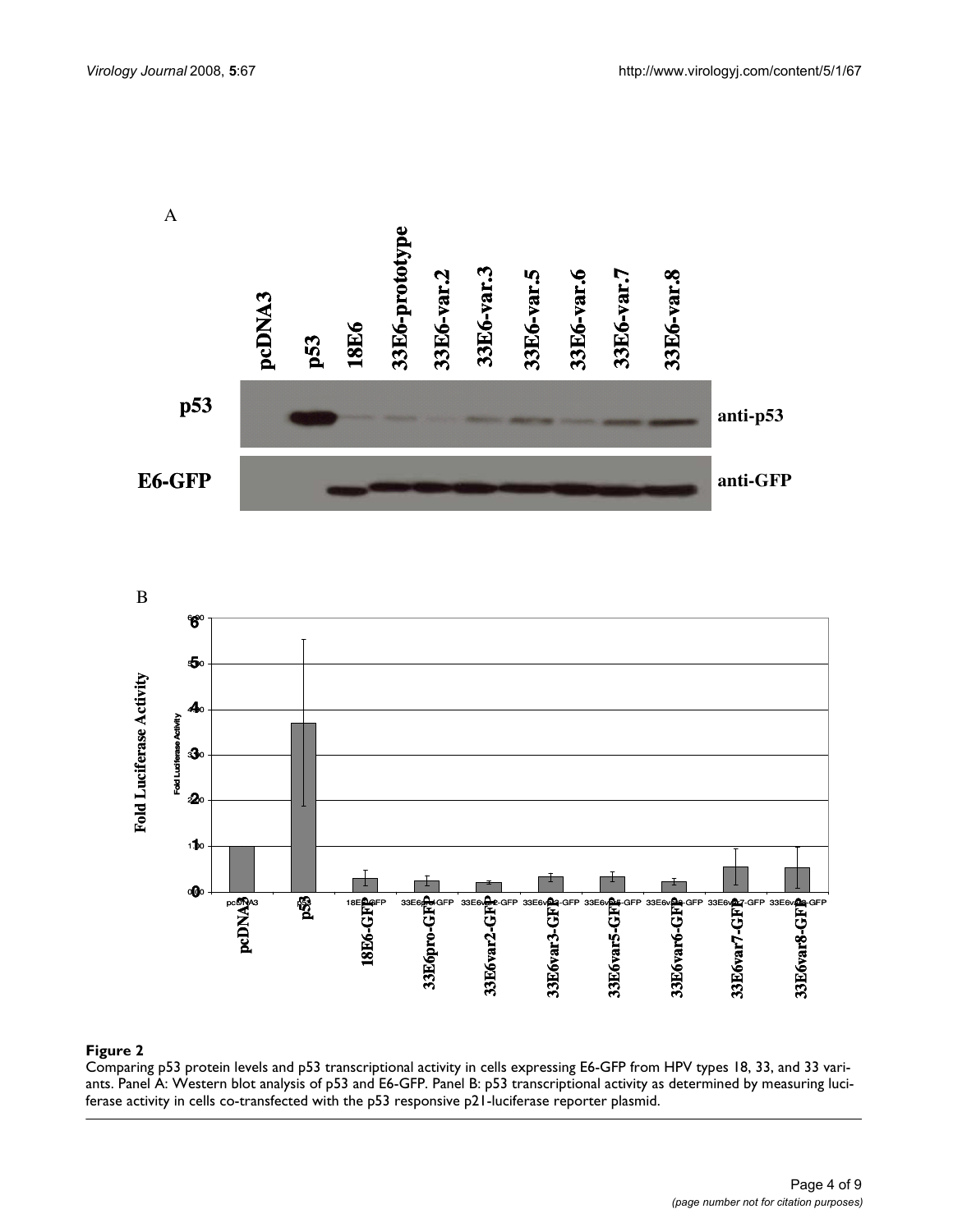**Figure 2**

Comparing p53 protein levels and p53 transcriptional activity in cells expressing E6-GFP from HPV types 18, 33, and 33 variants. Panel A: Western blot analysis of p53 and E6-GFP. Panel B: p53 transcriptional activity as determined by measuring luciferase activity in cells co-transfected with the p53 responsive p21-luciferase reporter plasmid.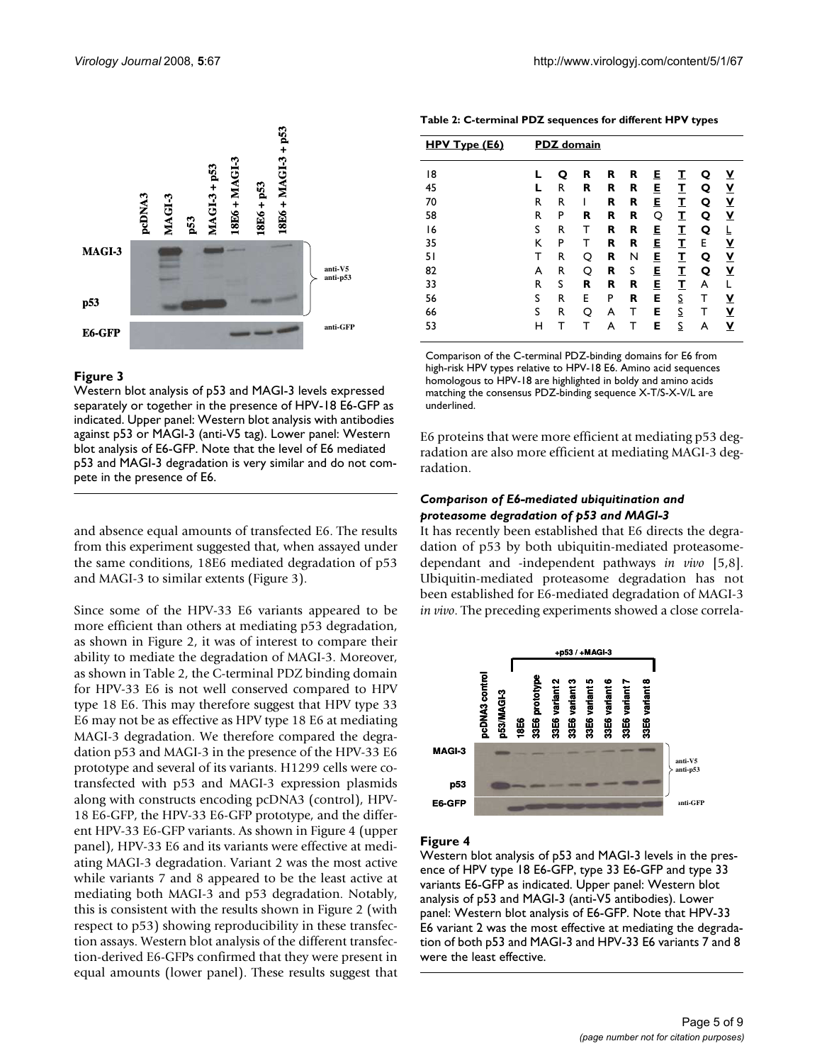**Figure 3**

Western blot analysis of p53 and MAGI-3 levels expressed separately or together in the presence of HPV-18 E6-GFP as indicated. Upper panel: Western blot analysis with antibodies against p53 or MAGI-3 (anti-V5 tag). Lower panel: Western blot analysis of E6-GFP. Note that the level of E6 mediated p53 and MAGI-3 degradation is very similar and do not compete in the presence of E6.

and absence equal amounts of transfected E6. The results from this experiment suggested that, when assayed under the same conditions, 18E6 mediated degradation of p53 and MAGI-3 to similar extents (Figure 3).

Since some of the HPV-33 E6 variants appeared to be more efficient than others at mediating p53 degradation, as shown in Figure 2, it was of interest to compare their ability to mediate the degradation of MAGI-3. Moreover, as shown in Table 2, the C-terminal PDZ binding domain for HPV-33 E6 is not well conserved compared to HPV type 18 E6. This may therefore suggest that HPV type 33 E6 may not be as effective as HPV type 18 E6 at mediating MAGI-3 degradation. We therefore compared the degradation p53 and MAGI-3 in the presence of the HPV-33 E6 prototype and several of its variants. H1299 cells were co-transfected with p53 and MAGI-3 expression plasmids along with constructs encoding pcDNA3 (control), HPV-18 E6-GFP, the HPV-33 E6-GFP prototype, and the different HPV-33 E6-GFP variants. As shown in Figure 4 (upper panel), HPV-33 E6 and its variants were effective at mediating MAGI-3 degradation. Variant 2 was the most active while variants 7 and 8 appeared to be the least active at mediating both MAGI-3 and p53 degradation. Notably, this is consistent with the results shown in Figure 2 (with respect to p53) showing reproducibility in these transfection assays. Western blot analysis of the different transfection-derived E6-GFPs confirmed that they were present in equal amounts (lower panel). These results suggest that

**Table 2: C-terminal PDZ sequences for different HPV types**

| HPV Type (E6) | PDZ domain | | | | | | | | |
|---|---|---|---|---|---|---|---|---|---|
| 18 | **L** | **Q** | **R** | **R** | **R** | **E** | **T** | **Q** | **V** |
| 45 | **L** | R | **R** | **R** | **R** | **E** | **T** | **Q** | **V** |
| 70 | R | R | I | **R** | **R** | **E** | **T** | **Q** | **V** |
| 58 | R | P | **R** | **R** | **R** | Q | **T** | **Q** | **V** |
| 16 | S | R | T | **R** | **R** | **E** | **T** | **Q** | L |
| 35 | K | P | T | **R** | **R** | **E** | **T** | E | **V** |
| 51 | T | R | Q | **R** | N | **E** | **T** | **Q** | **V** |
| 82 | A | R | Q | **R** | S | **E** | **T** | **Q** | **V** |
| 33 | R | S | **R** | **R** | **R** | **E** | **T** | A | L |
| 56 | S | R | E | P | **R** | **E** | S | T | **V** |
| 66 | S | R | Q | A | T | **E** | S | T | **V** |
| 53 | H | T | T | A | T | **E** | S | A | **V** |

Comparison of the C-terminal PDZ-binding domains for E6 from high-risk HPV types relative to HPV-18 E6. Amino acid sequences homologous to HPV-18 are highlighted in boldy and amino acids matching the consensus PDZ-binding sequence X-T/S-X-V/L are underlined.

E6 proteins that were more efficient at mediating p53 degradation are also more efficient at mediating MAGI-3 degradation.

### *Comparison of E6-mediated ubiquitination and proteasome degradation of p53 and MAGI-3*

It has recently been established that E6 directs the degradation of p53 by both ubiquitin-mediated proteasome-dependant and -independent pathways *in vivo* [5,8]. Ubiquitin-mediated proteasome degradation has not been established for E6-mediated degradation of MAGI-3 *in vivo*. The preceding experiments showed a close correla-

**Figure 4**

Western blot analysis of p53 and MAGI-3 levels in the presence of HPV type 18 E6-GFP, type 33 E6-GFP and type 33 variants E6-GFP as indicated. Upper panel: Western blot analysis of p53 and MAGI-3 (anti-V5 antibodies). Lower panel: Western blot analysis of E6-GFP. Note that HPV-33 E6 variant 2 was the most effective at mediating the degradation of both p53 and MAGI-3 and HPV-33 E6 variants 7 and 8 were the least effective.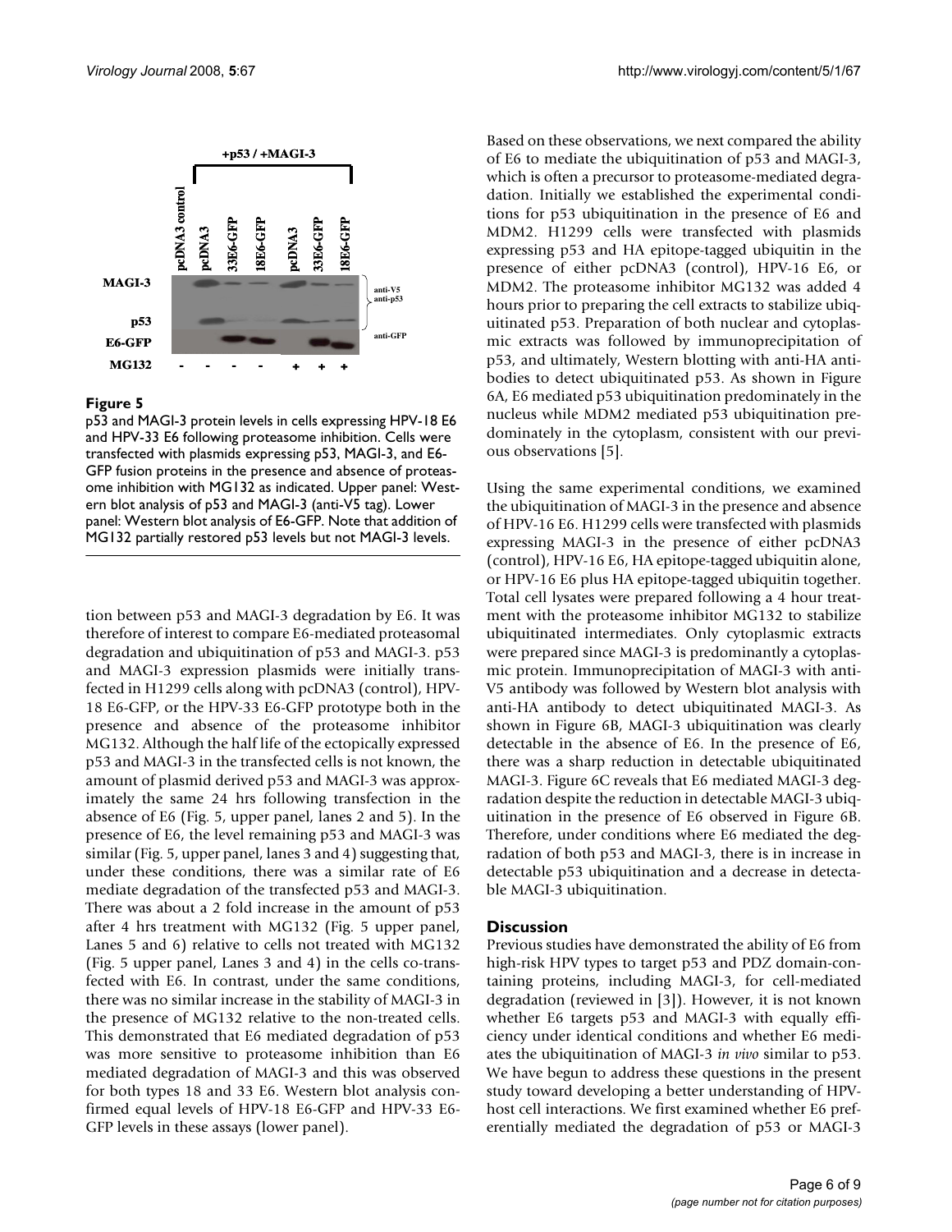**Figure 5**

p53 and MAGI-3 protein levels in cells expressing HPV-18 E6 and HPV-33 E6 following proteasome inhibition. Cells were transfected with plasmids expressing p53, MAGI-3, and E6-GFP fusion proteins in the presence and absence of proteasome inhibition with MG132 as indicated. Upper panel: Western blot analysis of p53 and MAGI-3 (anti-V5 tag). Lower panel: Western blot analysis of E6-GFP. Note that addition of MG132 partially restored p53 levels but not MAGI-3 levels.

tion between p53 and MAGI-3 degradation by E6. It was therefore of interest to compare E6-mediated proteasomal degradation and ubiquitination of p53 and MAGI-3. p53 and MAGI-3 expression plasmids were initially transfected in H1299 cells along with pcDNA3 (control), HPV-18 E6-GFP, or the HPV-33 E6-GFP prototype both in the presence and absence of the proteasome inhibitor MG132. Although the half life of the ectopically expressed p53 and MAGI-3 in the transfected cells is not known, the amount of plasmid derived p53 and MAGI-3 was approximately the same 24 hrs following transfection in the absence of E6 (Fig. 5, upper panel, lanes 2 and 5). In the presence of E6, the level remaining p53 and MAGI-3 was similar (Fig. 5, upper panel, lanes 3 and 4) suggesting that, under these conditions, there was a similar rate of E6 mediate degradation of the transfected p53 and MAGI-3. There was about a 2 fold increase in the amount of p53 after 4 hrs treatment with MG132 (Fig. 5 upper panel, Lanes 5 and 6) relative to cells not treated with MG132 (Fig. 5 upper panel, Lanes 3 and 4) in the cells co-transfected with E6. In contrast, under the same conditions, there was no similar increase in the stability of MAGI-3 in the presence of MG132 relative to the non-treated cells. This demonstrated that E6 mediated degradation of p53 was more sensitive to proteasome inhibition than E6 mediated degradation of MAGI-3 and this was observed for both types 18 and 33 E6. Western blot analysis confirmed equal levels of HPV-18 E6-GFP and HPV-33 E6-GFP levels in these assays (lower panel).

Based on these observations, we next compared the ability of E6 to mediate the ubiquitination of p53 and MAGI-3, which is often a precursor to proteasome-mediated degradation. Initially we established the experimental conditions for p53 ubiquitination in the presence of E6 and MDM2. H1299 cells were transfected with plasmids expressing p53 and HA epitope-tagged ubiquitin in the presence of either pcDNA3 (control), HPV-16 E6, or MDM2. The proteasome inhibitor MG132 was added 4 hours prior to preparing the cell extracts to stabilize ubiquitinated p53. Preparation of both nuclear and cytoplasmic extracts was followed by immunoprecipitation of p53, and ultimately, Western blotting with anti-HA antibodies to detect ubiquitinated p53. As shown in Figure 6A, E6 mediated p53 ubiquitination predominately in the nucleus while MDM2 mediated p53 ubiquitination predominately in the cytoplasm, consistent with our previous observations [5].

Using the same experimental conditions, we examined the ubiquitination of MAGI-3 in the presence and absence of HPV-16 E6. H1299 cells were transfected with plasmids expressing MAGI-3 in the presence of either pcDNA3 (control), HPV-16 E6, HA epitope-tagged ubiquitin alone, or HPV-16 E6 plus HA epitope-tagged ubiquitin together. Total cell lysates were prepared following a 4 hour treatment with the proteasome inhibitor MG132 to stabilize ubiquitinated intermediates. Only cytoplasmic extracts were prepared since MAGI-3 is predominantly a cytoplasmic protein. Immunoprecipitation of MAGI-3 with anti-V5 antibody was followed by Western blot analysis with anti-HA antibody to detect ubiquitinated MAGI-3. As shown in Figure 6B, MAGI-3 ubiquitination was clearly detectable in the absence of E6. In the presence of E6, there was a sharp reduction in detectable ubiquitinated MAGI-3. Figure 6C reveals that E6 mediated MAGI-3 degradation despite the reduction in detectable MAGI-3 ubiquitination in the presence of E6 observed in Figure 6B. Therefore, under conditions where E6 mediated the degradation of both p53 and MAGI-3, there is in increase in detectable p53 ubiquitination and a decrease in detectable MAGI-3 ubiquitination.

## Discussion

Previous studies have demonstrated the ability of E6 from high-risk HPV types to target p53 and PDZ domain-containing proteins, including MAGI-3, for cell-mediated degradation (reviewed in [3]). However, it is not known whether E6 targets p53 and MAGI-3 with equally efficiency under identical conditions and whether E6 mediates the ubiquitination of MAGI-3 *in vivo* similar to p53. We have begun to address these questions in the present study toward developing a better understanding of HPV-host cell interactions. We first examined whether E6 preferentially mediated the degradation of p53 or MAGI-3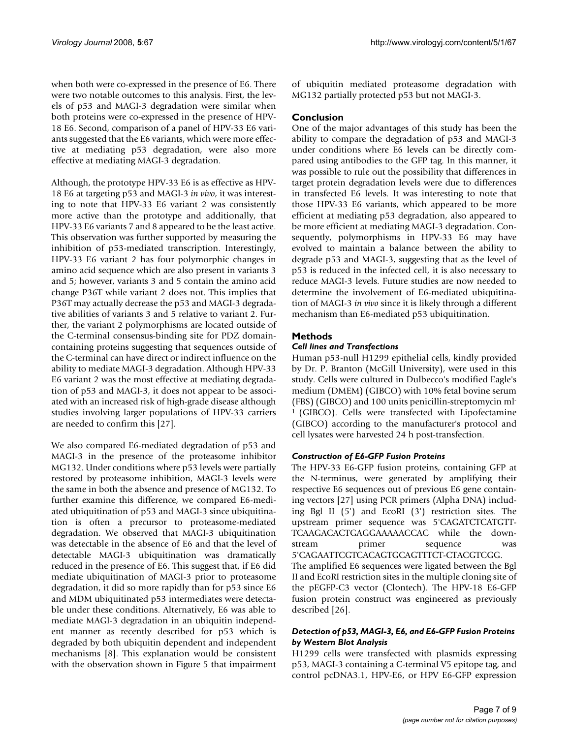when both were co-expressed in the presence of E6. There were two notable outcomes to this analysis. First, the levels of p53 and MAGI-3 degradation were similar when both proteins were co-expressed in the presence of HPV-18 E6. Second, comparison of a panel of HPV-33 E6 variants suggested that the E6 variants, which were more effective at mediating p53 degradation, were also more effective at mediating MAGI-3 degradation.

Although, the prototype HPV-33 E6 is as effective as HPV-18 E6 at targeting p53 and MAGI-3 *in vivo*, it was interesting to note that HPV-33 E6 variant 2 was consistently more active than the prototype and additionally, that HPV-33 E6 variants 7 and 8 appeared to be the least active. This observation was further supported by measuring the inhibition of p53-mediated transcription. Interestingly, HPV-33 E6 variant 2 has four polymorphic changes in amino acid sequence which are also present in variants 3 and 5; however, variants 3 and 5 contain the amino acid change P36T while variant 2 does not. This implies that P36T may actually decrease the p53 and MAGI-3 degradative abilities of variants 3 and 5 relative to variant 2. Further, the variant 2 polymorphisms are located outside of the C-terminal consensus-binding site for PDZ domain-containing proteins suggesting that sequences outside of the C-terminal can have direct or indirect influence on the ability to mediate MAGI-3 degradation. Although HPV-33 E6 variant 2 was the most effective at mediating degradation of p53 and MAGI-3, it does not appear to be associated with an increased risk of high-grade disease although studies involving larger populations of HPV-33 carriers are needed to confirm this [27].

We also compared E6-mediated degradation of p53 and MAGI-3 in the presence of the proteasome inhibitor MG132. Under conditions where p53 levels were partially restored by proteasome inhibition, MAGI-3 levels were the same in both the absence and presence of MG132. To further examine this difference, we compared E6-mediated ubiquitination of p53 and MAGI-3 since ubiquitination is often a precursor to proteasome-mediated degradation. We observed that MAGI-3 ubiquitination was detectable in the absence of E6 and that the level of detectable MAGI-3 ubiquitination was dramatically reduced in the presence of E6. This suggest that, if E6 did mediate ubiquitination of MAGI-3 prior to proteasome degradation, it did so more rapidly than for p53 since E6 and MDM ubiquitinated p53 intermediates were detectable under these conditions. Alternatively, E6 was able to mediate MAGI-3 degradation in an ubiquitin independent manner as recently described for p53 which is degraded by both ubiquitin dependent and independent mechanisms [8]. This explanation would be consistent with the observation shown in Figure 5 that impairment of ubiquitin mediated proteasome degradation with MG132 partially protected p53 but not MAGI-3.

## Conclusion

One of the major advantages of this study has been the ability to compare the degradation of p53 and MAGI-3 under conditions where E6 levels can be directly compared using antibodies to the GFP tag. In this manner, it was possible to rule out the possibility that differences in target protein degradation levels were due to differences in transfected E6 levels. It was interesting to note that those HPV-33 E6 variants, which appeared to be more efficient at mediating p53 degradation, also appeared to be more efficient at mediating MAGI-3 degradation. Consequently, polymorphisms in HPV-33 E6 may have evolved to maintain a balance between the ability to degrade p53 and MAGI-3, suggesting that as the level of p53 is reduced in the infected cell, it is also necessary to reduce MAGI-3 levels. Future studies are now needed to determine the involvement of E6-mediated ubiquitination of MAGI-3 *in vivo* since it is likely through a different mechanism than E6-mediated p53 ubiquitination.

## Methods

### *Cell lines and Transfections*

Human p53-null H1299 epithelial cells, kindly provided by Dr. P. Branton (McGill University), were used in this study. Cells were cultured in Dulbecco's modified Eagle's medium (DMEM) (GIBCO) with 10% fetal bovine serum (FBS) (GIBCO) and 100 units penicillin-streptomycin $ml^{-1}$ (GIBCO). Cells were transfected with Lipofectamine (GIBCO) according to the manufacturer's protocol and cell lysates were harvested 24 h post-transfection.

### *Construction of E6-GFP Fusion Proteins*

The HPV-33 E6-GFP fusion proteins, containing GFP at the N-terminus, were generated by amplifying their respective E6 sequences out of previous E6 gene containing vectors [27] using PCR primers (Alpha DNA) including Bgl II (5') and EcoRI (3') restriction sites. The upstream primer sequence was 5'CAGATCTCATGTT-TCAAGACACTGAGGAAAAACCAC while the downstream primer sequence was 5'CAGAATTCGTCACAGTGCAGTTTCT-CTACGTCGG. The amplified E6 sequences were ligated between the Bgl II and EcoRI restriction sites in the multiple cloning site of the pEGFP-C3 vector (Clontech). The HPV-18 E6-GFP fusion protein construct was engineered as previously described [26].

### *Detection of p53, MAGI-3, E6, and E6-GFP Fusion Proteins by Western Blot Analysis*

H1299 cells were transfected with plasmids expressing p53, MAGI-3 containing a C-terminal V5 epitope tag, and control pcDNA3.1, HPV-E6, or HPV E6-GFP expression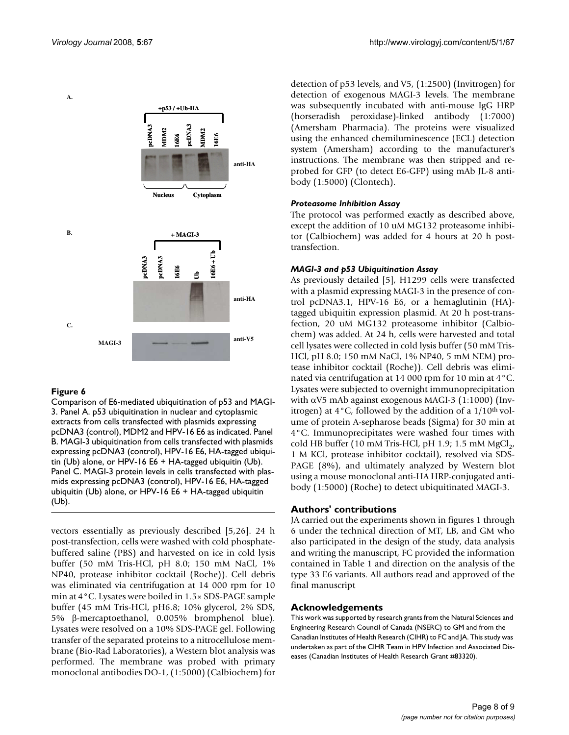**Figure 6**

Comparison of E6-mediated ubiquitination of p53 and MAGI-3. Panel A. p53 ubiquitination in nuclear and cytoplasmic extracts from cells transfected with plasmids expressing pcDNA3 (control), MDM2 and HPV-16 E6 as indicated. Panel B. MAGI-3 ubiquitination from cells transfected with plasmids expressing pcDNA3 (control), HPV-16 E6, HA-tagged ubiquitin (Ub) alone, or HPV-16 E6 + HA-tagged ubiquitin (Ub). Panel C. MAGI-3 protein levels in cells transfected with plasmids expressing pcDNA3 (control), HPV-16 E6, HA-tagged ubiquitin (Ub) alone, or HPV-16 E6 + HA-tagged ubiquitin (Ub).

vectors essentially as previously described [5,26]. 24 h post-transfection, cells were washed with cold phosphate-buffered saline (PBS) and harvested on ice in cold lysis buffer (50 mM Tris-HCl, pH 8.0; 150 mM NaCl, 1% NP40, protease inhibitor cocktail (Roche)). Cell debris was eliminated via centrifugation at 14 000 rpm for 10 min at 4°C. Lysates were boiled in 1.5× SDS-PAGE sample buffer (45 mM Tris-HCl, pH6.8; 10% glycerol, 2% SDS, 5% β-mercaptoethanol, 0.005% bromphenol blue). Lysates were resolved on a 10% SDS-PAGE gel. Following transfer of the separated proteins to a nitrocellulose membrane (Bio-Rad Laboratories), a Western blot analysis was performed. The membrane was probed with primary monoclonal antibodies DO-1, (1:5000) (Calbiochem) for detection of p53 levels, and V5, (1:2500) (Invitrogen) for detection of exogenous MAGI-3 levels. The membrane was subsequently incubated with anti-mouse IgG HRP (horseradish peroxidase)-linked antibody (1:7000) (Amersham Pharmacia). The proteins were visualized using the enhanced chemiluminescence (ECL) detection system (Amersham) according to the manufacturer's instructions. The membrane was then stripped and re-probed for GFP (to detect E6-GFP) using mAb JL-8 antibody (1:5000) (Clontech).

### *Proteasome Inhibition Assay*

The protocol was performed exactly as described above, except the addition of 10 uM MG132 proteasome inhibitor (Calbiochem) was added for 4 hours at 20 h post-transfection.

### *MAGI-3 and p53 Ubiquitination Assay*

As previously detailed [5], H1299 cells were transfected with a plasmid expressing MAGI-3 in the presence of control pcDNA3.1, HPV-16 E6, or a hemaglutinin (HA)-tagged ubiquitin expression plasmid. At 20 h post-transfection, 20 uM MG132 proteasome inhibitor (Calbiochem) was added. At 24 h, cells were harvested and total cell lysates were collected in cold lysis buffer (50 mM Tris-HCl, pH 8.0; 150 mM NaCl, 1% NP40, 5 mM NEM) protease inhibitor cocktail (Roche)). Cell debris was eliminated via centrifugation at 14 000 rpm for 10 min at 4°C. Lysates were subjected to overnight immunoprecipitation with αV5 mAb against exogenous MAGI-3 (1:1000) (Invitrogen) at 4°C, followed by the addition of a 1/10th volume of protein A-sepharose beads (Sigma) for 30 min at 4°C. Immunoprecipitates were washed four times with cold HB buffer (10 mM Tris-HCl, pH 1.9; 1.5 mM $MgCl_2$, 1 M KCl, protease inhibitor cocktail), resolved via SDS-PAGE (8%), and ultimately analyzed by Western blot using a mouse monoclonal anti-HA HRP-conjugated antibody (1:5000) (Roche) to detect ubiquitinated MAGI-3.

## Authors' contributions

JA carried out the experiments shown in figures 1 through 6 under the technical direction of MT, LB, and GM who also participated in the design of the study, data analysis and writing the manuscript, FC provided the information contained in Table 1 and direction on the analysis of the type 33 E6 variants. All authors read and approved of the final manuscript

## Acknowledgements

This work was supported by research grants from the Natural Sciences and Engineering Research Council of Canada (NSERC) to GM and from the Canadian Institutes of Health Research (CIHR) to FC and JA. This study was undertaken as part of the CIHR Team in HPV Infection and Associated Diseases (Canadian Institutes of Health Research Grant #83320).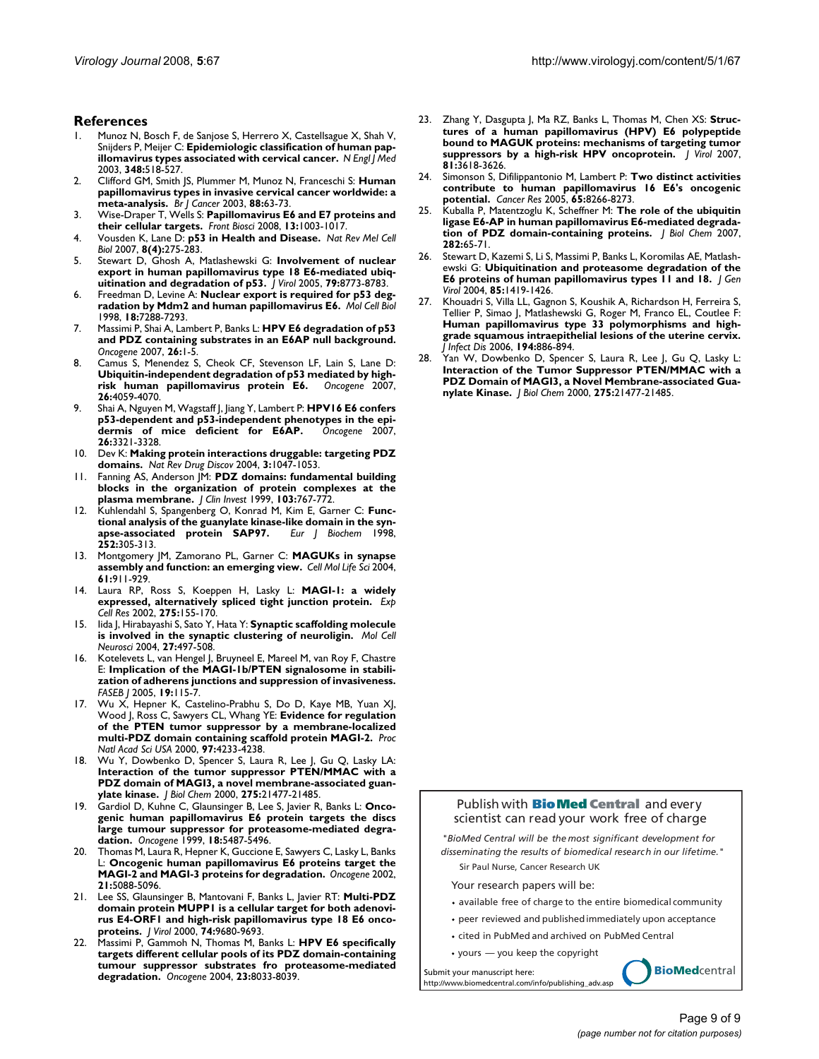## References

1. Munoz N, Bosch F, de Sanjose S, Herrero X, Castellsague X, Shah V, Snijders P, Meijer C: **Epidemiologic classification of human papillomavirus types associated with cervical cancer.** *N Engl J Med* 2003, **348:**518-527.
2. Clifford GM, Smith JS, Plummer M, Munoz N, Franceschi S: **Human papillomavirus types in invasive cervical cancer worldwide: a meta-analysis.** *Br J Cancer* 2003, **88:**63-73.
3. Wise-Draper T, Wells S: **Papillomavirus E6 and E7 proteins and their cellular targets.** *Front Biosci* 2008, **13:**1003-1017.
4. Vousden K, Lane D: **p53 in Health and Disease.** *Nat Rev Mel Cell Biol* 2007, **8(4):**275-283.
5. Stewart D, Ghosh A, Matlashewski G: **Involvement of nuclear export in human papillomavirus type 18 E6-mediated ubiquitination and degradation of p53.** *J Virol* 2005, **79:**8773-8783.
6. Freedman D, Levine A: **Nuclear export is required for p53 degradation by Mdm2 and human papillomavirus E6.** *Mol Cell Biol* 1998, **18:**7288-7293.
7. Massimi P, Shai A, Lambert P, Banks L: **HPV E6 degradation of p53 and PDZ containing substrates in an E6AP null background.** *Oncogene* 2007, **26:**1-5.
8. Camus S, Menendez S, Cheok CF, Stevenson LF, Lain S, Lane D: **Ubiquitin-independent degradation of p53 mediated by high-risk human papillomavirus protein E6.** *Oncogene* 2007, **26:**4059-4070.
9. Shai A, Nguyen M, Wagstaff J, Jiang Y, Lambert P: **HPV16 E6 confers p53-dependent and p53-independent phenotypes in the epidermis of mice deficient for E6AP.** *Oncogene* 2007, **26:**3321-3328.
10. Dev K: **Making protein interactions druggable: targeting PDZ domains.** *Nat Rev Drug Discov* 2004, **3:**1047-1053.
11. Fanning AS, Anderson JM: **PDZ domains: fundamental building blocks in the organization of protein complexes at the plasma membrane.** *J Clin Invest* 1999, **103:**767-772.
12. Kuhlendahl S, Spangenberg O, Konrad M, Kim E, Garner C: **Functional analysis of the guanylate kinase-like domain in the synapse-associated protein SAP97.** *Eur J Biochem* 1998, **252:**305-313.
13. Montgomery JM, Zamorano PL, Garner C: **MAGUKs in synapse assembly and function: an emerging view.** *Cell Mol Life Sci* 2004, **61:**911-929.
14. Laura RP, Ross S, Koeppen H, Lasky L: **MAGI-1: a widely expressed, alternatively spliced tight junction protein.** *Exp Cell Res* 2002, **275:**155-170.
15. Iida J, Hirabayashi S, Sato Y, Hata Y: **Synaptic scaffolding molecule is involved in the synaptic clustering of neuroligin.** *Mol Cell Neurosci* 2004, **27:**497-508.
16. Kotelevets L, van Hengel J, Bruyneel E, Mareel M, van Roy F, Chastre E: **Implication of the MAGI-1b/PTEN signalosome in stabilization of adherens junctions and suppression of invasiveness.** *FASEB J* 2005, **19:**115-7.
17. Wu X, Hepner K, Castelino-Prabhu S, Do D, Kaye MB, Yuan XJ, Wood J, Ross C, Sawyers CL, Whang YE: **Evidence for regulation of the PTEN tumor suppressor by a membrane-localized multi-PDZ domain containing scaffold protein MAGI-2.** *Proc Natl Acad Sci USA* 2000, **97:**4233-4238.
18. Wu Y, Dowbenko D, Spencer S, Laura R, Lee J, Gu Q, Lasky LA: **Interaction of the tumor suppressor PTEN/MMAC with a PDZ domain of MAGI3, a novel membrane-associated guanylate kinase.** *J Biol Chem* 2000, **275:**21477-21485.
19. Gardiol D, Kuhne C, Glaunsinger B, Lee S, Javier R, Banks L: **Oncogenic human papillomavirus E6 protein targets the discs large tumour suppressor for proteasome-mediated degradation.** *Oncogene* 1999, **18:**5487-5496.
20. Thomas M, Laura R, Hepner K, Guccione E, Sawyers C, Lasky L, Banks L: **Oncogenic human papillomavirus E6 proteins target the MAGI-2 and MAGI-3 proteins for degradation.** *Oncogene* 2002, **21:**5088-5096.
21. Lee SS, Glaunsinger B, Mantovani F, Banks L, Javier RT: **Multi-PDZ domain protein MUPP1 is a cellular target for both adenovirus E4-ORF1 and high-risk papillomavirus type 18 E6 oncoproteins.** *J Virol* 2000, **74:**9680-9693.
22. Massimi P, Gammoh N, Thomas M, Banks L: **HPV E6 specifically targets different cellular pools of its PDZ domain-containing tumour suppressor substrates fro proteasome-mediated degradation.** *Oncogene* 2004, **23:**8033-8039.
23. Zhang Y, Dasgupta J, Ma RZ, Banks L, Thomas M, Chen XS: **Structures of a human papillomavirus (HPV) E6 polypeptide bound to MAGUK proteins: mechanisms of targeting tumor suppressors by a high-risk HPV oncoprotein.** *J Virol* 2007, **81:**3618-3626.
24. Simonson S, Difilippantonio M, Lambert P: **Two distinct activities contribute to human papillomavirus 16 E6's oncogenic potential.** *Cancer Res* 2005, **65:**8266-8273.
25. Kuballa P, Matentzoglu K, Scheffner M: **The role of the ubiquitin ligase E6-AP in human papillomavirus E6-mediated degradation of PDZ domain-containing proteins.** *J Biol Chem* 2007, **282:**65-71.
26. Stewart D, Kazemi S, Li S, Massimi P, Banks L, Koromilas AE, Matlashewski G: **Ubiquitination and proteasome degradation of the E6 proteins of human papillomavirus types 11 and 18.** *J Gen Virol* 2004, **85:**1419-1426.
27. Khouadri S, Villa LL, Gagnon S, Koushik A, Richardson H, Ferreira S, Tellier P, Simao J, Matlashewski G, Roger M, Franco EL, Coutlee F: **Human papillomavirus type 33 polymorphisms and high-grade squamous intraepithelial lesions of the uterine cervix.** *J Infect Dis* 2006, **194:**886-894.
28. Yan W, Dowbenko D, Spencer S, Laura R, Lee J, Gu Q, Lasky L: **Interaction of the Tumor Suppressor PTEN/MMAC with a PDZ Domain of MAGI3, a Novel Membrane-associated Guanylate Kinase.** *J Biol Chem* 2000, **275:**21477-21485.

Publish with **BioMed Central** and every scientist can read your work free of charge

*"BioMed Central will be the most significant development for disseminating the results of biomedical research in our lifetime."*
Sir Paul Nurse, Cancer Research UK

Your research papers will be:

- available free of charge to the entire biomedical community
- peer reviewed and published immediately upon acceptance
- cited in PubMed and archived on PubMed Central
- yours — you keep the copyright

Submit your manuscript here:
http://www.biomedcentral.com/info/publishing_adv.asp

BioMedcentral